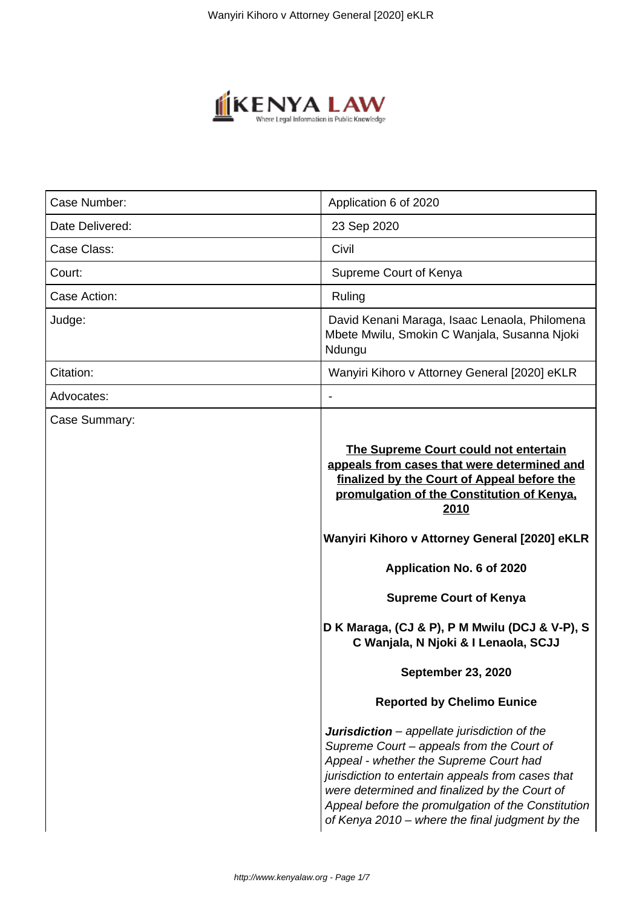| Case Number: | Application 6 of 2020 |
| --- | --- |
| Date Delivered: | 23 Sep 2020 |
| Case Class: | Civil |
| Court: | Supreme Court of Kenya |
| Case Action: | Ruling |
| Judge: | David Kenani Maraga, Isaac Lenaola, Philomena Mbete Mwilu, Smokin C Wanjala, Susanna Njoki Ndungu |
| Citation: | Wanyiri Kihoro v Attorney General [2020] eKLR |
| Advocates: | - |
| Case Summary: | |

**The Supreme Court could not entertain appeals from cases that were determined and finalized by the Court of Appeal before the promulgation of the Constitution of Kenya, 2010**

**Wanyiri Kihoro v Attorney General [2020] eKLR**

**Application No. 6 of 2020**

**Supreme Court of Kenya**

**D K Maraga, (CJ & P), P M Mwilu (DCJ & V-P), S C Wanjala, N Njoki & I Lenaola, SCJJ**

**September 23, 2020**

**Reported by Chelimo Eunice**

***Jurisdiction*** *– appellate jurisdiction of the Supreme Court – appeals from the Court of Appeal - whether the Supreme Court had jurisdiction to entertain appeals from cases that were determined and finalized by the Court of Appeal before the promulgation of the Constitution of Kenya 2010 – where the final judgment by the*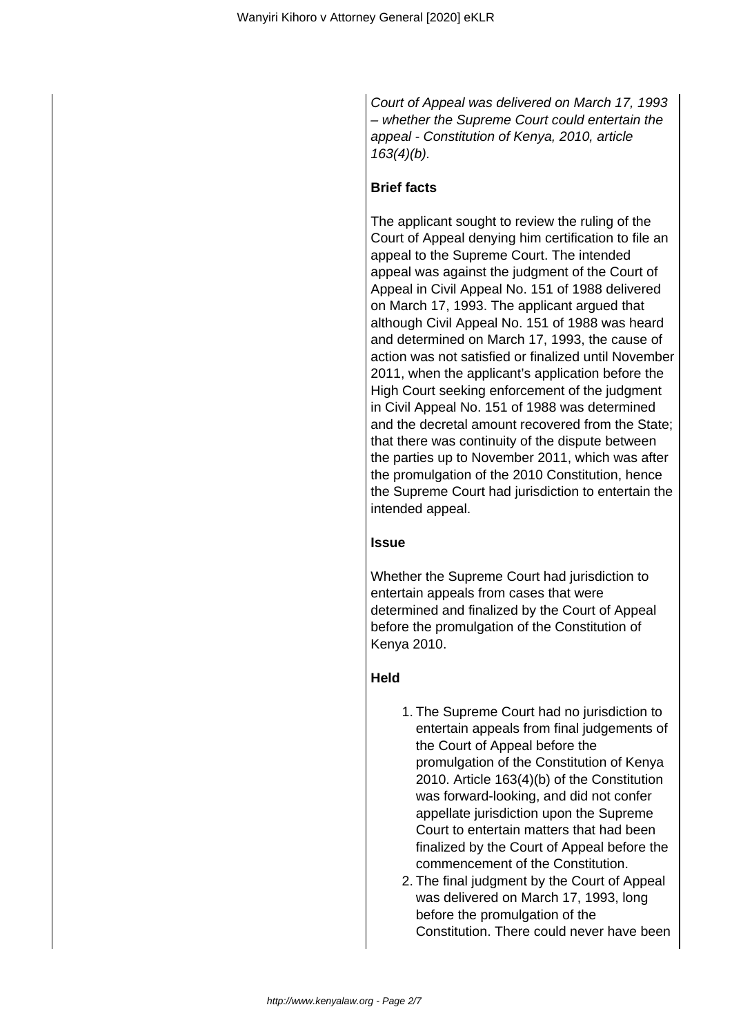*Court of Appeal was delivered on March 17, 1993 – whether the Supreme Court could entertain the appeal - Constitution of Kenya, 2010, article 163(4)(b).*

**Brief facts**

The applicant sought to review the ruling of the Court of Appeal denying him certification to file an appeal to the Supreme Court. The intended appeal was against the judgment of the Court of Appeal in Civil Appeal No. 151 of 1988 delivered on March 17, 1993. The applicant argued that although Civil Appeal No. 151 of 1988 was heard and determined on March 17, 1993, the cause of action was not satisfied or finalized until November 2011, when the applicant's application before the High Court seeking enforcement of the judgment in Civil Appeal No. 151 of 1988 was determined and the decretal amount recovered from the State; that there was continuity of the dispute between the parties up to November 2011, which was after the promulgation of the 2010 Constitution, hence the Supreme Court had jurisdiction to entertain the intended appeal.

**Issue**

Whether the Supreme Court had jurisdiction to entertain appeals from cases that were determined and finalized by the Court of Appeal before the promulgation of the Constitution of Kenya 2010.

**Held**

1. The Supreme Court had no jurisdiction to entertain appeals from final judgements of the Court of Appeal before the promulgation of the Constitution of Kenya 2010. Article 163(4)(b) of the Constitution was forward-looking, and did not confer appellate jurisdiction upon the Supreme Court to entertain matters that had been finalized by the Court of Appeal before the commencement of the Constitution.
2. The final judgment by the Court of Appeal was delivered on March 17, 1993, long before the promulgation of the Constitution. There could never have been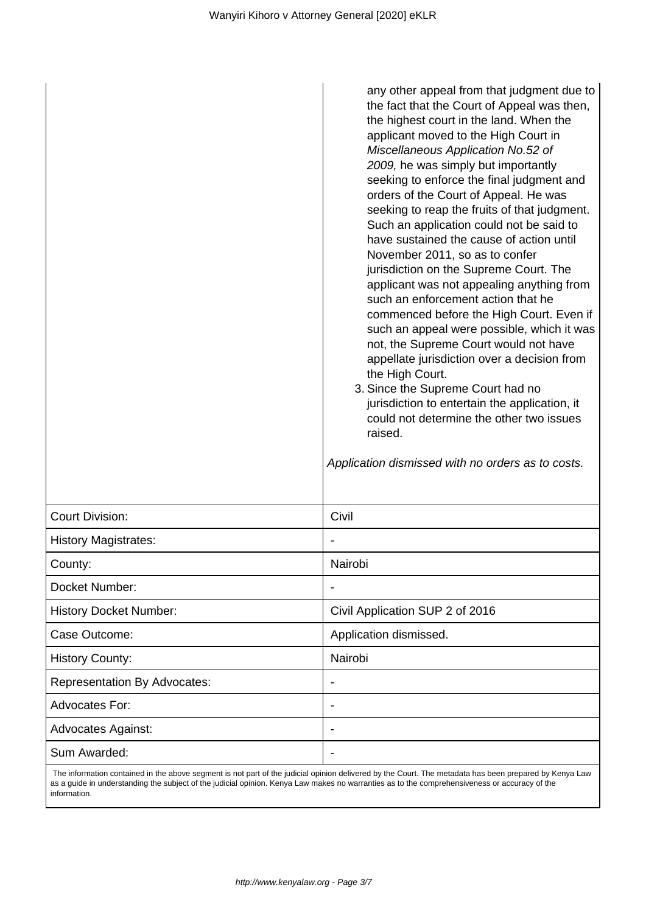| | |
|---|---|
| | any other appeal from that judgment due to the fact that the Court of Appeal was then, the highest court in the land. When the applicant moved to the High Court in *Miscellaneous Application No.52 of 2009,* he was simply but importantly seeking to enforce the final judgment and orders of the Court of Appeal. He was seeking to reap the fruits of that judgment. Such an application could not be said to have sustained the cause of action until November 2011, so as to confer jurisdiction on the Supreme Court. The applicant was not appealing anything from such an enforcement action that he commenced before the High Court. Even if such an appeal were possible, which it was not, the Supreme Court would not have appellate jurisdiction over a decision from the High Court.<br>3. Since the Supreme Court had no jurisdiction to entertain the application, it could not determine the other two issues raised.<br><br>*Application dismissed with no orders as to costs.* |
| Court Division: | Civil |
| History Magistrates: | - |
| County: | Nairobi |
| Docket Number: | - |
| History Docket Number: | Civil Application SUP 2 of 2016 |
| Case Outcome: | Application dismissed. |
| History County: | Nairobi |
| Representation By Advocates: | - |
| Advocates For: | - |
| Advocates Against: | - |
| Sum Awarded: | - |

The information contained in the above segment is not part of the judicial opinion delivered by the Court. The metadata has been prepared by Kenya Law as a guide in understanding the subject of the judicial opinion. Kenya Law makes no warranties as to the comprehensiveness or accuracy of the information.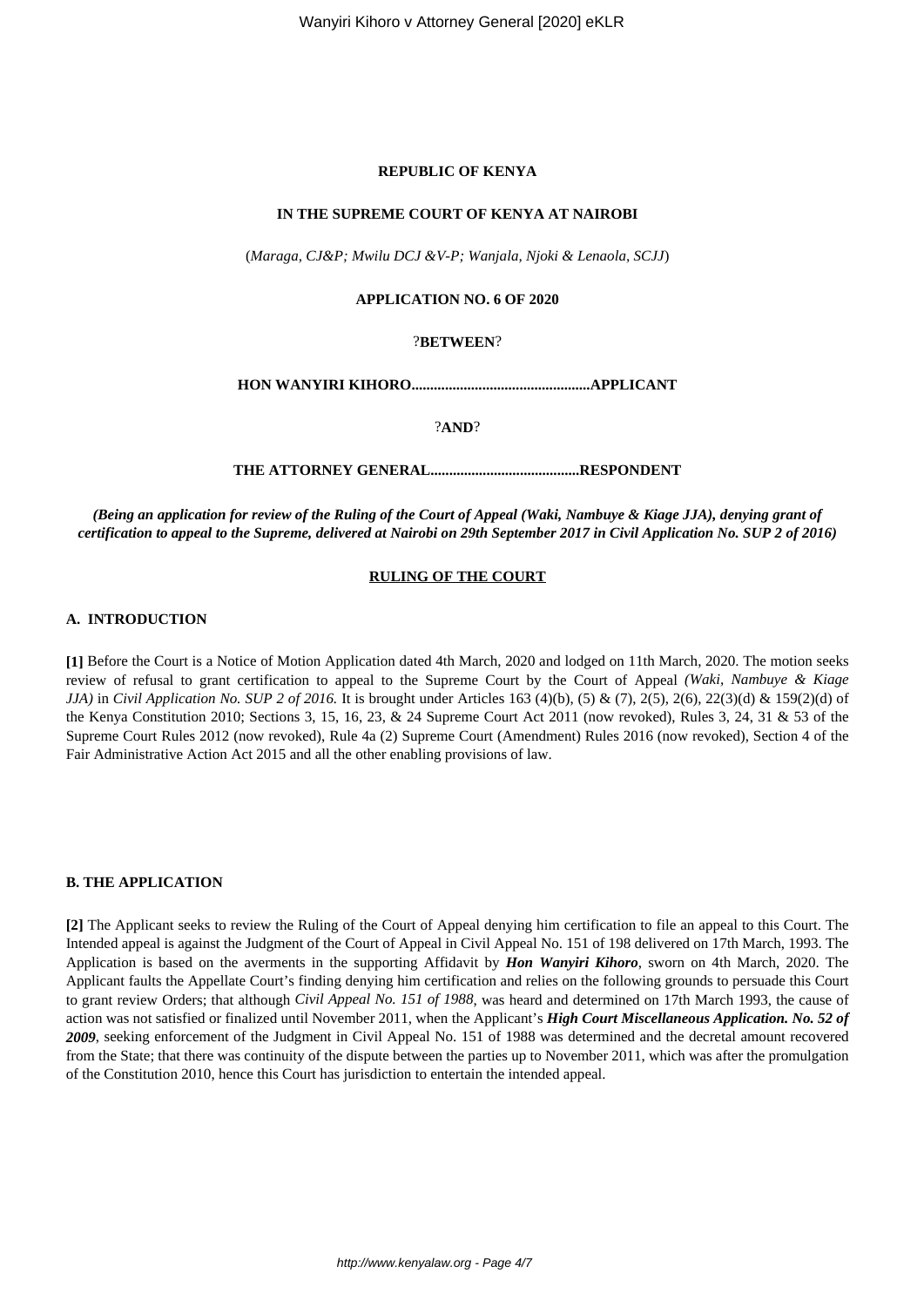**REPUBLIC OF KENYA**

**IN THE SUPREME COURT OF KENYA AT NAIROBI**

(*Maraga, CJ&P; Mwilu DCJ &V-P; Wanjala, Njoki & Lenaola, SCJJ*)

**APPLICATION NO. 6 OF 2020**

?**BETWEEN**?

**HON WANYIRI KIHORO................................................APPLICANT**

?**AND**?

**THE ATTORNEY GENERAL........................................RESPONDENT**

***(Being an application for review of the Ruling of the Court of Appeal (Waki, Nambuye & Kiage JJA), denying grant of certification to appeal to the Supreme, delivered at Nairobi on 29th September 2017 in Civil Application No. SUP 2 of 2016)***

**RULING OF THE COURT**

## A. INTRODUCTION

**[1]** Before the Court is a Notice of Motion Application dated 4th March, 2020 and lodged on 11th March, 2020. The motion seeks review of refusal to grant certification to appeal to the Supreme Court by the Court of Appeal *(Waki, Nambuye & Kiage JJA)* in *Civil Application No. SUP 2 of 2016.* It is brought under Articles 163 (4)(b), (5) & (7), 2(5), 2(6), 22(3)(d) & 159(2)(d) of the Kenya Constitution 2010; Sections 3, 15, 16, 23, & 24 Supreme Court Act 2011 (now revoked), Rules 3, 24, 31 & 53 of the Supreme Court Rules 2012 (now revoked), Rule 4a (2) Supreme Court (Amendment) Rules 2016 (now revoked), Section 4 of the Fair Administrative Action Act 2015 and all the other enabling provisions of law.

## B. THE APPLICATION

**[2]** The Applicant seeks to review the Ruling of the Court of Appeal denying him certification to file an appeal to this Court. The Intended appeal is against the Judgment of the Court of Appeal in Civil Appeal No. 151 of 198 delivered on 17th March, 1993. The Application is based on the averments in the supporting Affidavit by ***Hon Wanyiri Kihoro***, sworn on 4th March, 2020. The Applicant faults the Appellate Court's finding denying him certification and relies on the following grounds to persuade this Court to grant review Orders; that although *Civil Appeal No. 151 of 1988,* was heard and determined on 17th March 1993, the cause of action was not satisfied or finalized until November 2011, when the Applicant's ***High Court Miscellaneous Application. No. 52 of 2009***, seeking enforcement of the Judgment in Civil Appeal No. 151 of 1988 was determined and the decretal amount recovered from the State; that there was continuity of the dispute between the parties up to November 2011, which was after the promulgation of the Constitution 2010, hence this Court has jurisdiction to entertain the intended appeal.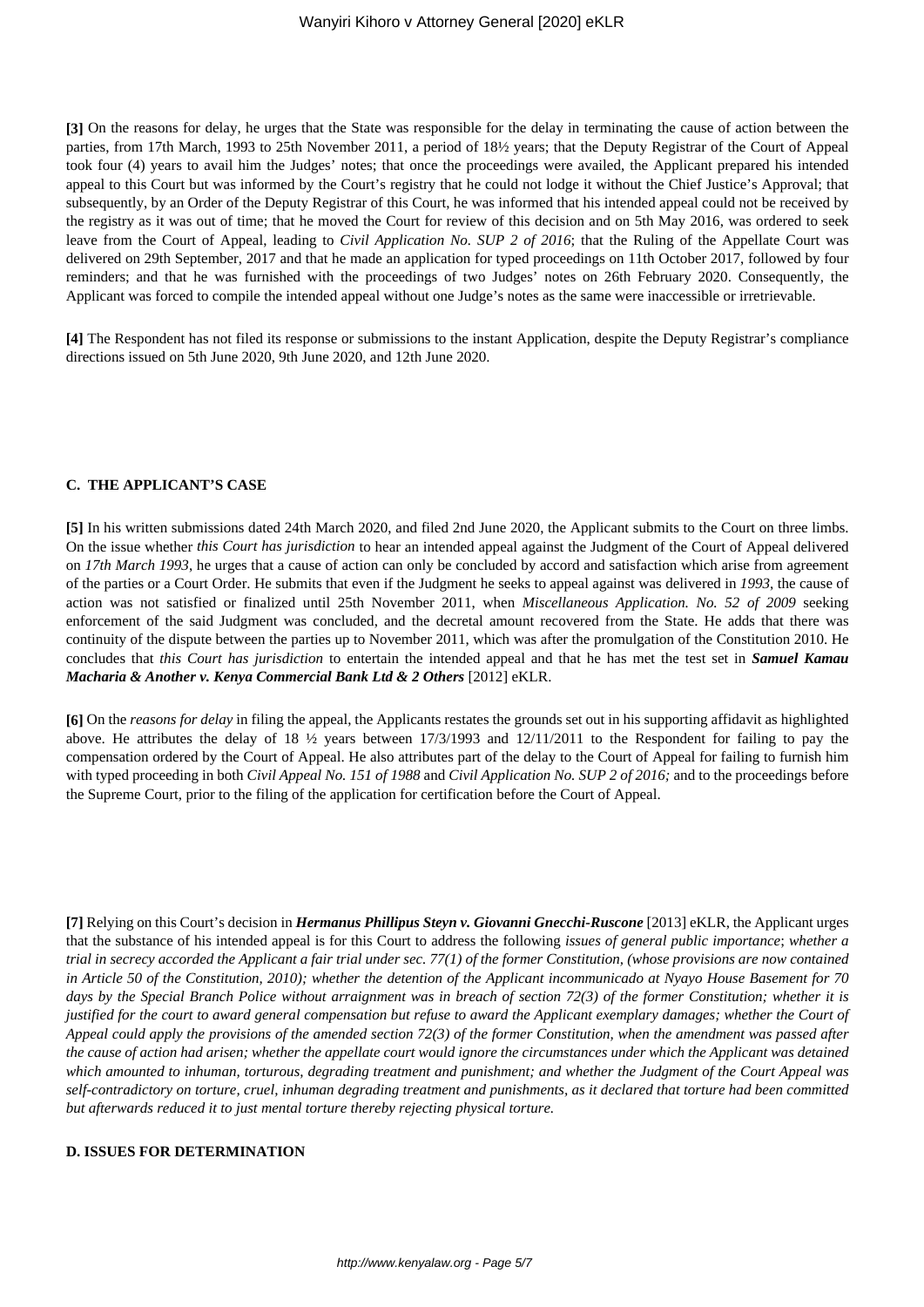**[3]** On the reasons for delay, he urges that the State was responsible for the delay in terminating the cause of action between the parties, from 17th March, 1993 to 25th November 2011, a period of 18½ years; that the Deputy Registrar of the Court of Appeal took four (4) years to avail him the Judges' notes; that once the proceedings were availed, the Applicant prepared his intended appeal to this Court but was informed by the Court's registry that he could not lodge it without the Chief Justice's Approval; that subsequently, by an Order of the Deputy Registrar of this Court, he was informed that his intended appeal could not be received by the registry as it was out of time; that he moved the Court for review of this decision and on 5th May 2016, was ordered to seek leave from the Court of Appeal, leading to *Civil Application No. SUP 2 of 2016*; that the Ruling of the Appellate Court was delivered on 29th September, 2017 and that he made an application for typed proceedings on 11th October 2017, followed by four reminders; and that he was furnished with the proceedings of two Judges' notes on 26th February 2020. Consequently, the Applicant was forced to compile the intended appeal without one Judge's notes as the same were inaccessible or irretrievable.

**[4]** The Respondent has not filed its response or submissions to the instant Application, despite the Deputy Registrar's compliance directions issued on 5th June 2020, 9th June 2020, and 12th June 2020.

#### C. THE APPLICANT'S CASE

**[5]** In his written submissions dated 24th March 2020, and filed 2nd June 2020, the Applicant submits to the Court on three limbs. On the issue whether *this Court has jurisdiction* to hear an intended appeal against the Judgment of the Court of Appeal delivered on *17th March 1993*, he urges that a cause of action can only be concluded by accord and satisfaction which arise from agreement of the parties or a Court Order. He submits that even if the Judgment he seeks to appeal against was delivered in *1993*, the cause of action was not satisfied or finalized until 25th November 2011, when *Miscellaneous Application. No. 52 of 2009* seeking enforcement of the said Judgment was concluded, and the decretal amount recovered from the State. He adds that there was continuity of the dispute between the parties up to November 2011, which was after the promulgation of the Constitution 2010. He concludes that *this Court has jurisdiction* to entertain the intended appeal and that he has met the test set in ***Samuel Kamau Macharia & Another v. Kenya Commercial Bank Ltd & 2 Others*** [2012] eKLR.

**[6]** On the *reasons for delay* in filing the appeal, the Applicants restates the grounds set out in his supporting affidavit as highlighted above. He attributes the delay of 18 ½ years between 17/3/1993 and 12/11/2011 to the Respondent for failing to pay the compensation ordered by the Court of Appeal. He also attributes part of the delay to the Court of Appeal for failing to furnish him with typed proceeding in both *Civil Appeal No. 151 of 1988* and *Civil Application No. SUP 2 of 2016;* and to the proceedings before the Supreme Court, prior to the filing of the application for certification before the Court of Appeal.

**[7]** Relying on this Court's decision in ***Hermanus Phillipus Steyn v. Giovanni Gnecchi-Ruscone*** [2013] eKLR, the Applicant urges that the substance of his intended appeal is for this Court to address the following *issues of general public importance*; *whether a trial in secrecy accorded the Applicant a fair trial under sec. 77(1) of the former Constitution, (whose provisions are now contained in Article 50 of the Constitution, 2010); whether the detention of the Applicant incommunicado at Nyayo House Basement for 70 days by the Special Branch Police without arraignment was in breach of section 72(3) of the former Constitution; whether it is justified for the court to award general compensation but refuse to award the Applicant exemplary damages; whether the Court of Appeal could apply the provisions of the amended section 72(3) of the former Constitution, when the amendment was passed after the cause of action had arisen; whether the appellate court would ignore the circumstances under which the Applicant was detained which amounted to inhuman, torturous, degrading treatment and punishment; and whether the Judgment of the Court Appeal was self-contradictory on torture, cruel, inhuman degrading treatment and punishments, as it declared that torture had been committed but afterwards reduced it to just mental torture thereby rejecting physical torture.*

#### D. ISSUES FOR DETERMINATION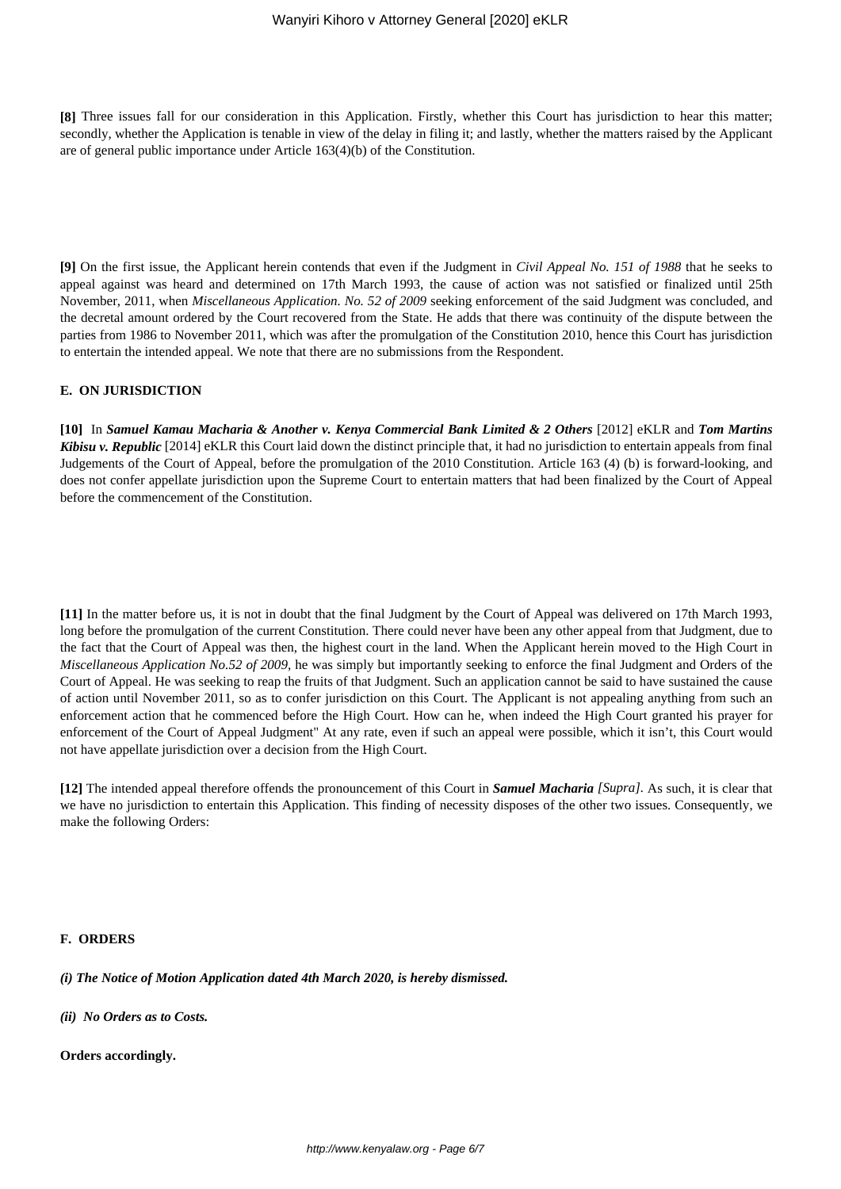**[8]** Three issues fall for our consideration in this Application. Firstly, whether this Court has jurisdiction to hear this matter; secondly, whether the Application is tenable in view of the delay in filing it; and lastly, whether the matters raised by the Applicant are of general public importance under Article 163(4)(b) of the Constitution.

**[9]** On the first issue, the Applicant herein contends that even if the Judgment in *Civil Appeal No. 151 of 1988* that he seeks to appeal against was heard and determined on 17th March 1993, the cause of action was not satisfied or finalized until 25th November, 2011, when *Miscellaneous Application. No. 52 of 2009* seeking enforcement of the said Judgment was concluded, and the decretal amount ordered by the Court recovered from the State. He adds that there was continuity of the dispute between the parties from 1986 to November 2011, which was after the promulgation of the Constitution 2010, hence this Court has jurisdiction to entertain the intended appeal. We note that there are no submissions from the Respondent.

#### E. ON JURISDICTION

**[10]** In ***Samuel Kamau Macharia & Another v. Kenya Commercial Bank Limited & 2 Others*** [2012] eKLR and ***Tom Martins Kibisu v. Republic*** [2014] eKLR this Court laid down the distinct principle that, it had no jurisdiction to entertain appeals from final Judgements of the Court of Appeal, before the promulgation of the 2010 Constitution. Article 163 (4) (b) is forward-looking, and does not confer appellate jurisdiction upon the Supreme Court to entertain matters that had been finalized by the Court of Appeal before the commencement of the Constitution.

**[11]** In the matter before us, it is not in doubt that the final Judgment by the Court of Appeal was delivered on 17th March 1993, long before the promulgation of the current Constitution. There could never have been any other appeal from that Judgment, due to the fact that the Court of Appeal was then, the highest court in the land. When the Applicant herein moved to the High Court in *Miscellaneous Application No.52 of 2009*, he was simply but importantly seeking to enforce the final Judgment and Orders of the Court of Appeal. He was seeking to reap the fruits of that Judgment. Such an application cannot be said to have sustained the cause of action until November 2011, so as to confer jurisdiction on this Court. The Applicant is not appealing anything from such an enforcement action that he commenced before the High Court. How can he, when indeed the High Court granted his prayer for enforcement of the Court of Appeal Judgment" At any rate, even if such an appeal were possible, which it isn't, this Court would not have appellate jurisdiction over a decision from the High Court.

**[12]** The intended appeal therefore offends the pronouncement of this Court in ***Samuel Macharia*** *[Supra]*. As such, it is clear that we have no jurisdiction to entertain this Application. This finding of necessity disposes of the other two issues. Consequently, we make the following Orders:

#### F. ORDERS

***(i) The Notice of Motion Application dated 4th March 2020, is hereby dismissed.***

***(ii) No Orders as to Costs.***

**Orders accordingly.**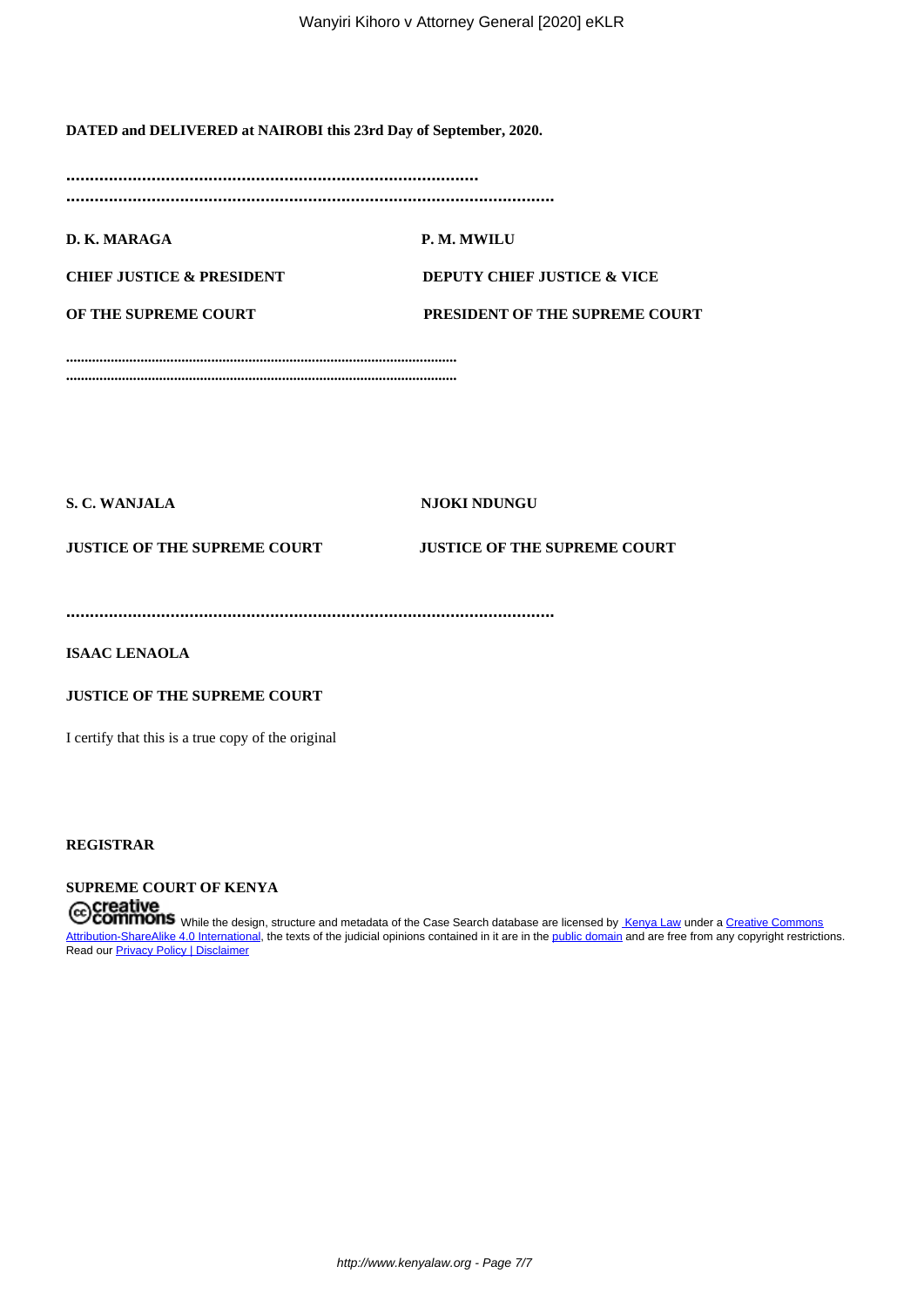**DATED and DELIVERED at NAIROBI this 23rd Day of September, 2020.**

**..........................................................................................**
**.......................................................................................................**

**D. K. MARAGA** **P. M. MWILU**

**CHIEF JUSTICE & PRESIDENT** **DEPUTY CHIEF JUSTICE & VICE**

**OF THE SUPREME COURT** **PRESIDENT OF THE SUPREME COURT**

**.......................................................................................................**
**.......................................................................................................**

**S. C. WANJALA** **NJOKI NDUNGU**

**JUSTICE OF THE SUPREME COURT** **JUSTICE OF THE SUPREME COURT**

**.......................................................................................................**

**ISAAC LENAOLA**

**JUSTICE OF THE SUPREME COURT**

I certify that this is a true copy of the original

**REGISTRAR**

**SUPREME COURT OF KENYA**

While the design, structure and metadata of the Case Search database are licensed by Kenya Law under a Creative Commons Attribution-ShareAlike 4.0 International, the texts of the judicial opinions contained in it are in the public domain and are free from any copyright restrictions. Read our Privacy Policy | Disclaimer